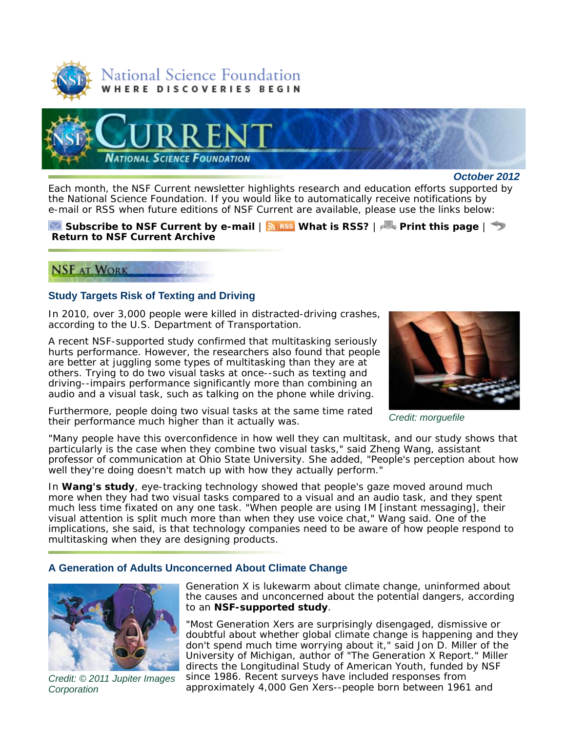National Science Foundation
WHERE DISCOVERIES BEGIN

# CURRENT
NATIONAL SCIENCE FOUNDATION

*October 2012*

Each month, the NSF Current newsletter highlights research and education efforts supported by the National Science Foundation. If you would like to automatically receive notifications by e-mail or RSS when future editions of NSF Current are available, please use the links below:

**Subscribe to NSF Current by e-mail** | **What is RSS?** | **Print this page** | **Return to NSF Current Archive**

## NSF AT WORK

### Study Targets Risk of Texting and Driving

In 2010, over 3,000 people were killed in distracted-driving crashes, according to the U.S. Department of Transportation.

A recent NSF-supported study confirmed that multitasking seriously hurts performance. However, the researchers also found that people are better at juggling some types of multitasking than they are at others. Trying to do two visual tasks at once--such as texting and driving--impairs performance significantly more than combining an audio and a visual task, such as talking on the phone while driving.

*Credit: morguefile*

Furthermore, people doing two visual tasks at the same time rated their performance much higher than it actually was.

"Many people have this overconfidence in how well they can multitask, and our study shows that particularly is the case when they combine two visual tasks," said Zheng Wang, assistant professor of communication at Ohio State University. She added, "People's perception about how well they're doing doesn't match up with how they actually perform."

In **Wang's study**, eye-tracking technology showed that people's gaze moved around much more when they had two visual tasks compared to a visual and an audio task, and they spent much less time fixated on any one task. "When people are using IM [instant messaging], their visual attention is split much more than when they use voice chat," Wang said. One of the implications, she said, is that technology companies need to be aware of how people respond to multitasking when they are designing products.

### A Generation of Adults Unconcerned About Climate Change

*Credit: © 2011 Jupiter Images Corporation*

Generation X is lukewarm about climate change, uninformed about the causes and unconcerned about the potential dangers, according to an **NSF-supported study**.

"Most Generation Xers are surprisingly disengaged, dismissive or doubtful about whether global climate change is happening and they don't spend much time worrying about it," said Jon D. Miller of the University of Michigan, author of "The Generation X Report." Miller directs the Longitudinal Study of American Youth, funded by NSF since 1986. Recent surveys have included responses from approximately 4,000 Gen Xers--people born between 1961 and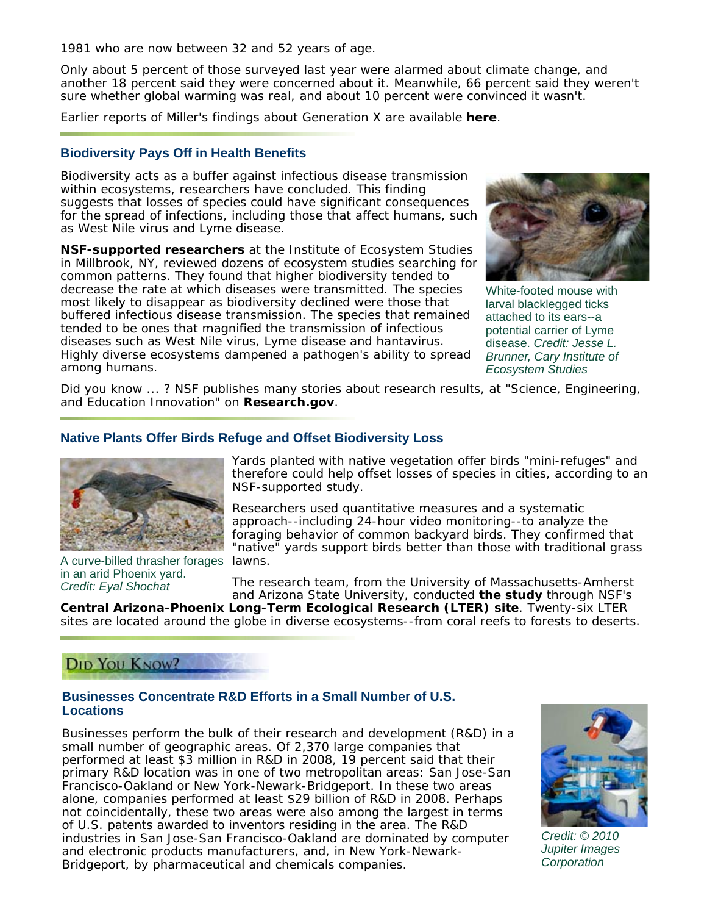1981 who are now between 32 and 52 years of age.

Only about 5 percent of those surveyed last year were alarmed about climate change, and another 18 percent said they were concerned about it. Meanwhile, 66 percent said they weren't sure whether global warming was real, and about 10 percent were convinced it wasn't.

Earlier reports of Miller's findings about Generation X are available **here**.

## Biodiversity Pays Off in Health Benefits

Biodiversity acts as a buffer against infectious disease transmission within ecosystems, researchers have concluded. This finding suggests that losses of species could have significant consequences for the spread of infections, including those that affect humans, such as West Nile virus and Lyme disease.

**NSF-supported researchers** at the Institute of Ecosystem Studies in Millbrook, NY, reviewed dozens of ecosystem studies searching for common patterns. They found that higher biodiversity tended to decrease the rate at which diseases were transmitted. The species most likely to disappear as biodiversity declined were those that buffered infectious disease transmission. The species that remained tended to be ones that magnified the transmission of infectious diseases such as West Nile virus, Lyme disease and hantavirus. Highly diverse ecosystems dampened a pathogen's ability to spread among humans.

White-footed mouse with larval blacklegged ticks attached to its ears--a potential carrier of Lyme disease. *Credit: Jesse L. Brunner, Cary Institute of Ecosystem Studies*

Did you know ... ? NSF publishes many stories about research results, at "Science, Engineering, and Education Innovation" on **Research.gov**.

## Native Plants Offer Birds Refuge and Offset Biodiversity Loss

A curve-billed thrasher forages in an arid Phoenix yard. *Credit: Eyal Shochat*

Yards planted with native vegetation offer birds "mini-refuges" and therefore could help offset losses of species in cities, according to an NSF-supported study.

Researchers used quantitative measures and a systematic approach--including 24-hour video monitoring--to analyze the foraging behavior of common backyard birds. They confirmed that "native" yards support birds better than those with traditional grass lawns.

The research team, from the University of Massachusetts-Amherst and Arizona State University, conducted **the study** through NSF's **Central Arizona-Phoenix Long-Term Ecological Research (LTER) site**. Twenty-six LTER sites are located around the globe in diverse ecosystems--from coral reefs to forests to deserts.

## Did You Know?

### Businesses Concentrate R&D Efforts in a Small Number of U.S. Locations

Businesses perform the bulk of their research and development (R&D) in a small number of geographic areas. Of 2,370 large companies that performed at least $3 million in R&D in 2008, 19 percent said that their primary R&D location was in one of two metropolitan areas: San Jose-San Francisco-Oakland or New York-Newark-Bridgeport. In these two areas alone, companies performed at least $29 billion of R&D in 2008. Perhaps not coincidentally, these two areas were also among the largest in terms of U.S. patents awarded to inventors residing in the area. The R&D industries in San Jose-San Francisco-Oakland are dominated by computer and electronic products manufacturers, and, in New York-Newark-Bridgeport, by pharmaceutical and chemicals companies.

*Credit: © 2010 Jupiter Images Corporation*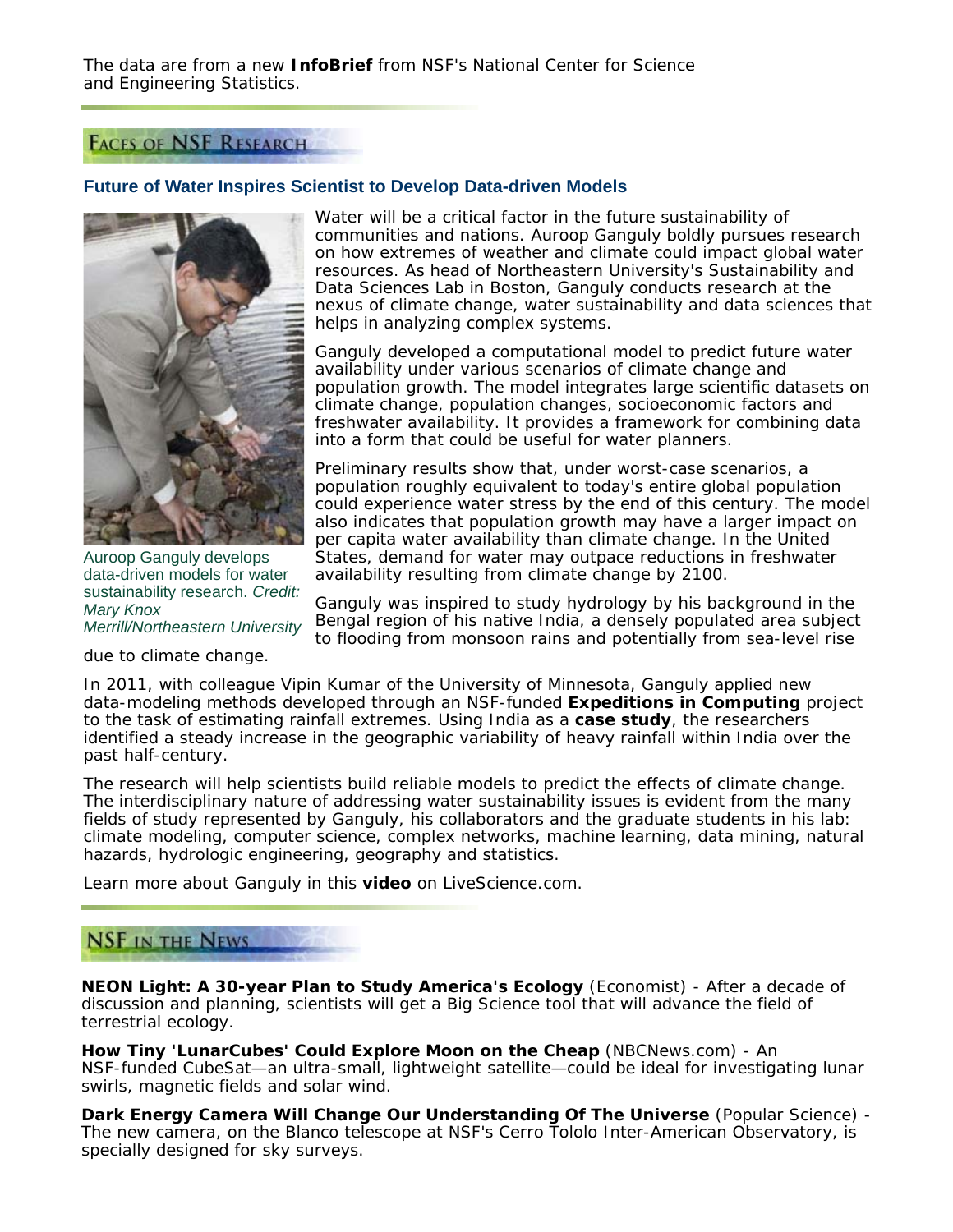The data are from a new **InfoBrief** from NSF's National Center for Science and Engineering Statistics.

## FACES OF NSF RESEARCH

### Future of Water Inspires Scientist to Develop Data-driven Models

Auroop Ganguly develops data-driven models for water sustainability research. *Credit: Mary Knox Merrill/Northeastern University*

Water will be a critical factor in the future sustainability of communities and nations. Auroop Ganguly boldly pursues research on how extremes of weather and climate could impact global water resources. As head of Northeastern University's Sustainability and Data Sciences Lab in Boston, Ganguly conducts research at the nexus of climate change, water sustainability and data sciences that helps in analyzing complex systems.

Ganguly developed a computational model to predict future water availability under various scenarios of climate change and population growth. The model integrates large scientific datasets on climate change, population changes, socioeconomic factors and freshwater availability. It provides a framework for combining data into a form that could be useful for water planners.

Preliminary results show that, under worst-case scenarios, a population roughly equivalent to today's entire global population could experience water stress by the end of this century. The model also indicates that population growth may have a larger impact on per capita water availability than climate change. In the United States, demand for water may outpace reductions in freshwater availability resulting from climate change by 2100.

Ganguly was inspired to study hydrology by his background in the Bengal region of his native India, a densely populated area subject to flooding from monsoon rains and potentially from sea-level rise due to climate change.

In 2011, with colleague Vipin Kumar of the University of Minnesota, Ganguly applied new data-modeling methods developed through an NSF-funded **Expeditions in Computing** project to the task of estimating rainfall extremes. Using India as a **case study**, the researchers identified a steady increase in the geographic variability of heavy rainfall within India over the past half-century.

The research will help scientists build reliable models to predict the effects of climate change. The interdisciplinary nature of addressing water sustainability issues is evident from the many fields of study represented by Ganguly, his collaborators and the graduate students in his lab: climate modeling, computer science, complex networks, machine learning, data mining, natural hazards, hydrologic engineering, geography and statistics.

Learn more about Ganguly in this **video** on LiveScience.com.

## NSF IN THE NEWS

**NEON Light: A 30-year Plan to Study America's Ecology** (Economist) - After a decade of discussion and planning, scientists will get a Big Science tool that will advance the field of terrestrial ecology.

**How Tiny 'LunarCubes' Could Explore Moon on the Cheap** (NBCNews.com) - An NSF-funded CubeSat—an ultra-small, lightweight satellite—could be ideal for investigating lunar swirls, magnetic fields and solar wind.

**Dark Energy Camera Will Change Our Understanding Of The Universe** (Popular Science) - The new camera, on the Blanco telescope at NSF's Cerro Tololo Inter-American Observatory, is specially designed for sky surveys.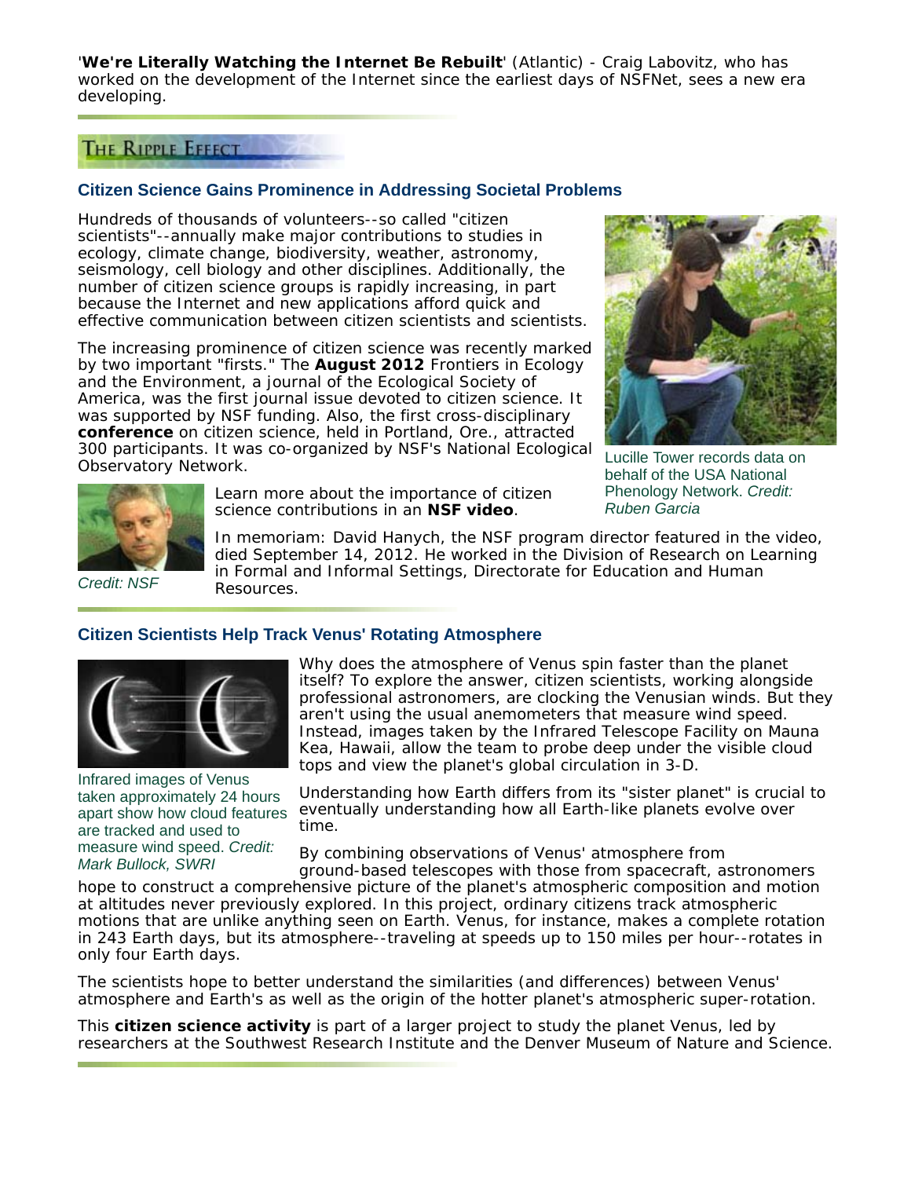'**We're Literally Watching the Internet Be Rebuilt**' (Atlantic) - Craig Labovitz, who has worked on the development of the Internet since the earliest days of NSFNet, sees a new era developing.

## THE RIPPLE EFFECT

### Citizen Science Gains Prominence in Addressing Societal Problems

Hundreds of thousands of volunteers--so called "citizen scientists"--annually make major contributions to studies in ecology, climate change, biodiversity, weather, astronomy, seismology, cell biology and other disciplines. Additionally, the number of citizen science groups is rapidly increasing, in part because the Internet and new applications afford quick and effective communication between citizen scientists and scientists.

The increasing prominence of citizen science was recently marked by two important "firsts." The **August 2012** Frontiers in Ecology and the Environment, a journal of the Ecological Society of America, was the first journal issue devoted to citizen science. It was supported by NSF funding. Also, the first cross-disciplinary **conference** on citizen science, held in Portland, Ore., attracted 300 participants. It was co-organized by NSF's National Ecological Observatory Network.

Lucille Tower records data on behalf of the USA National Phenology Network. *Credit: Ruben Garcia*

Learn more about the importance of citizen science contributions in an **NSF video**.

*Credit: NSF*

In memoriam: David Hanych, the NSF program director featured in the video, died September 14, 2012. He worked in the Division of Research on Learning in Formal and Informal Settings, Directorate for Education and Human Resources.

### Citizen Scientists Help Track Venus' Rotating Atmosphere

Infrared images of Venus taken approximately 24 hours apart show how cloud features are tracked and used to measure wind speed. *Credit: Mark Bullock, SWRI*

Why does the atmosphere of Venus spin faster than the planet itself? To explore the answer, citizen scientists, working alongside professional astronomers, are clocking the Venusian winds. But they aren't using the usual anemometers that measure wind speed. Instead, images taken by the Infrared Telescope Facility on Mauna Kea, Hawaii, allow the team to probe deep under the visible cloud tops and view the planet's global circulation in 3-D.

Understanding how Earth differs from its "sister planet" is crucial to eventually understanding how all Earth-like planets evolve over time.

By combining observations of Venus' atmosphere from ground-based telescopes with those from spacecraft, astronomers hope to construct a comprehensive picture of the planet's atmospheric composition and motion at altitudes never previously explored. In this project, ordinary citizens track atmospheric motions that are unlike anything seen on Earth. Venus, for instance, makes a complete rotation in 243 Earth days, but its atmosphere--traveling at speeds up to 150 miles per hour--rotates in only four Earth days.

The scientists hope to better understand the similarities (and differences) between Venus' atmosphere and Earth's as well as the origin of the hotter planet's atmospheric super-rotation.

This **citizen science activity** is part of a larger project to study the planet Venus, led by researchers at the Southwest Research Institute and the Denver Museum of Nature and Science.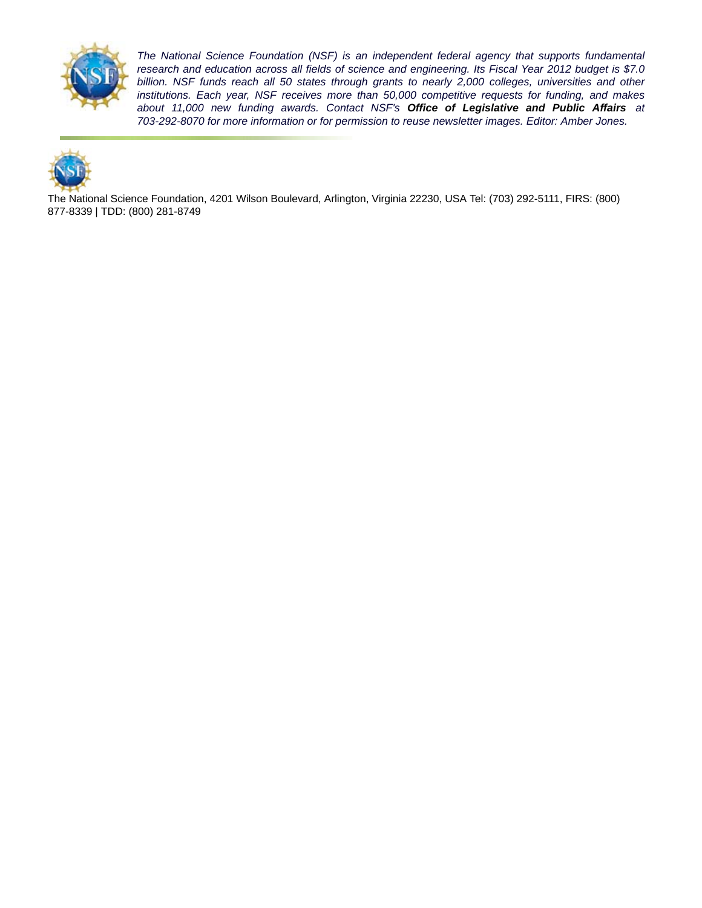*The National Science Foundation (NSF) is an independent federal agency that supports fundamental research and education across all fields of science and engineering. Its Fiscal Year 2012 budget is $7.0 billion. NSF funds reach all 50 states through grants to nearly 2,000 colleges, universities and other institutions. Each year, NSF receives more than 50,000 competitive requests for funding, and makes about 11,000 new funding awards. Contact NSF's* ***Office of Legislative and Public Affairs*** *at 703-292-8070 for more information or for permission to reuse newsletter images. Editor: Amber Jones.*

The National Science Foundation, 4201 Wilson Boulevard, Arlington, Virginia 22230, USA Tel: (703) 292-5111, FIRS: (800) 877-8339 | TDD: (800) 281-8749